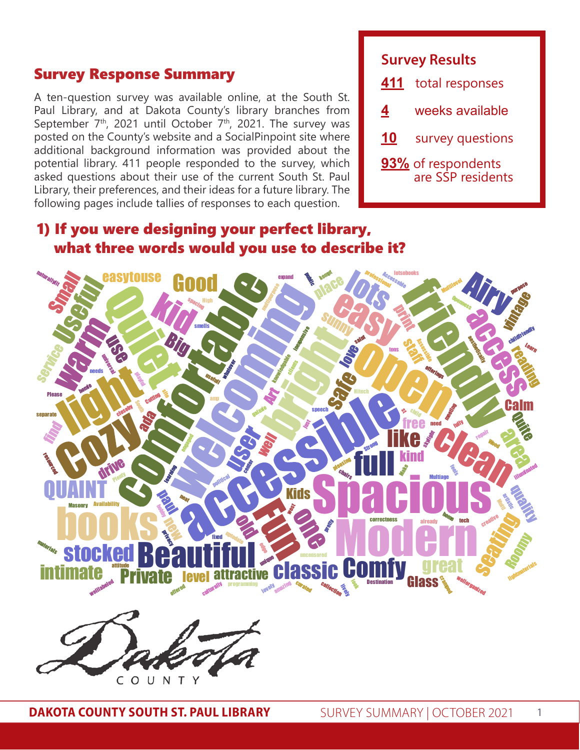## Survey Response Summary

A ten-question survey was available online, at the South St. Paul Library, and at Dakota County's library branches from September 7th, 2021 until October 7th, 2021. The survey was posted on the County's website and a SocialPinpoint site where additional background information was provided about the potential library. 411 people responded to the survey, which asked questions about their use of the current South St. Paul Library, their preferences, and their ideas for a future library. The following pages include tallies of responses to each question.

### Survey Results

- **411** total responses
- **4** weeks available
- **10** survey questions
- **93%** of respondents are SSP residents

## 1) If you were designing your perfect library, what three words would you use to describe it?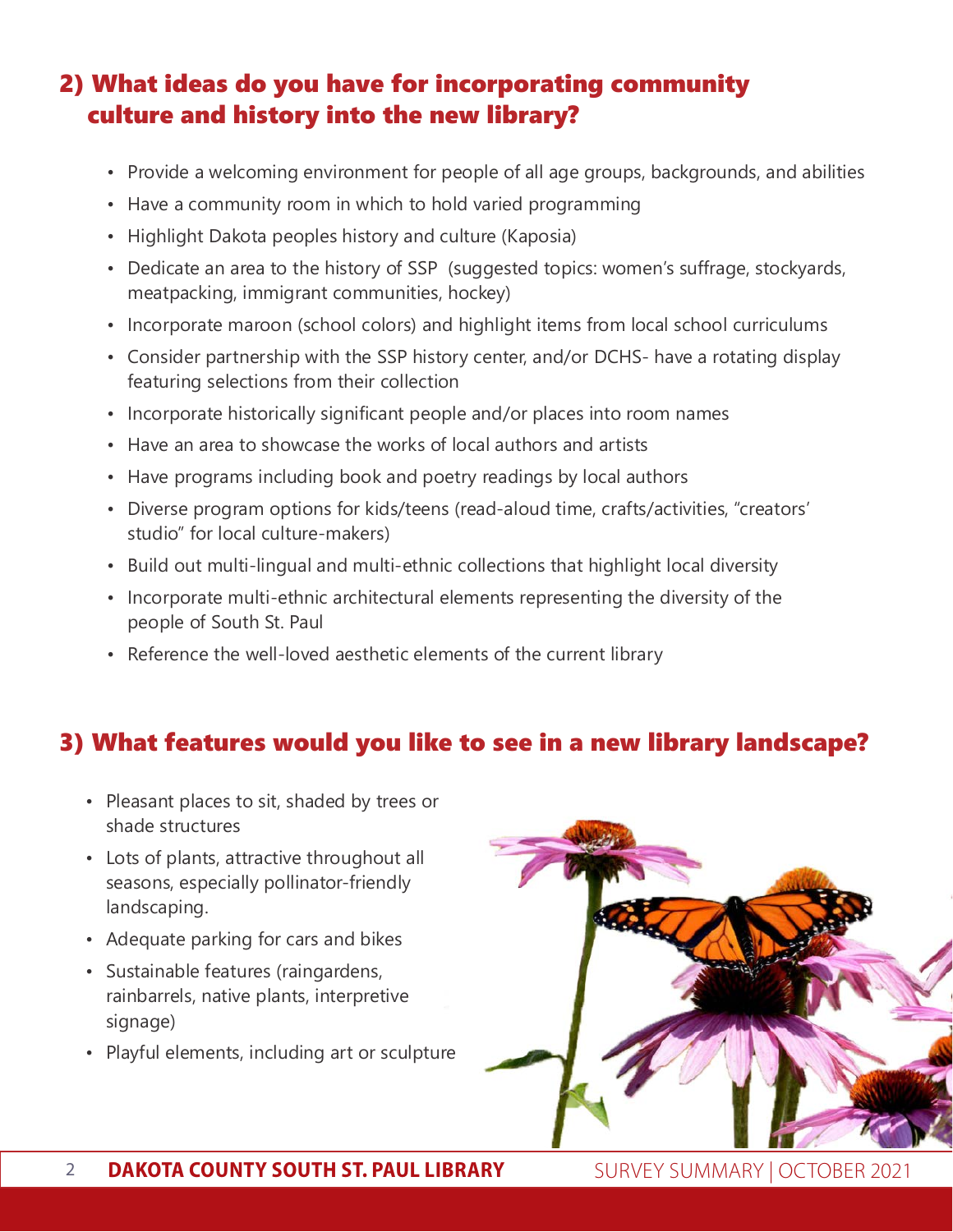## 2) What ideas do you have for incorporating community culture and history into the new library?

- Provide a welcoming environment for people of all age groups, backgrounds, and abilities
- Have a community room in which to hold varied programming
- Highlight Dakota peoples history and culture (Kaposia)
- Dedicate an area to the history of SSP (suggested topics: women's suffrage, stockyards, meatpacking, immigrant communities, hockey)
- Incorporate maroon (school colors) and highlight items from local school curriculums
- Consider partnership with the SSP history center, and/or DCHS- have a rotating display featuring selections from their collection
- Incorporate historically significant people and/or places into room names
- Have an area to showcase the works of local authors and artists
- Have programs including book and poetry readings by local authors
- Diverse program options for kids/teens (read-aloud time, crafts/activities, "creators' studio" for local culture-makers)
- Build out multi-lingual and multi-ethnic collections that highlight local diversity
- Incorporate multi-ethnic architectural elements representing the diversity of the people of South St. Paul
- Reference the well-loved aesthetic elements of the current library

## 3) What features would you like to see in a new library landscape?

- Pleasant places to sit, shaded by trees or shade structures
- Lots of plants, attractive throughout all seasons, especially pollinator-friendly landscaping.
- Adequate parking for cars and bikes
- Sustainable features (raingardens, rainbarrels, native plants, interpretive signage)
- Playful elements, including art or sculpture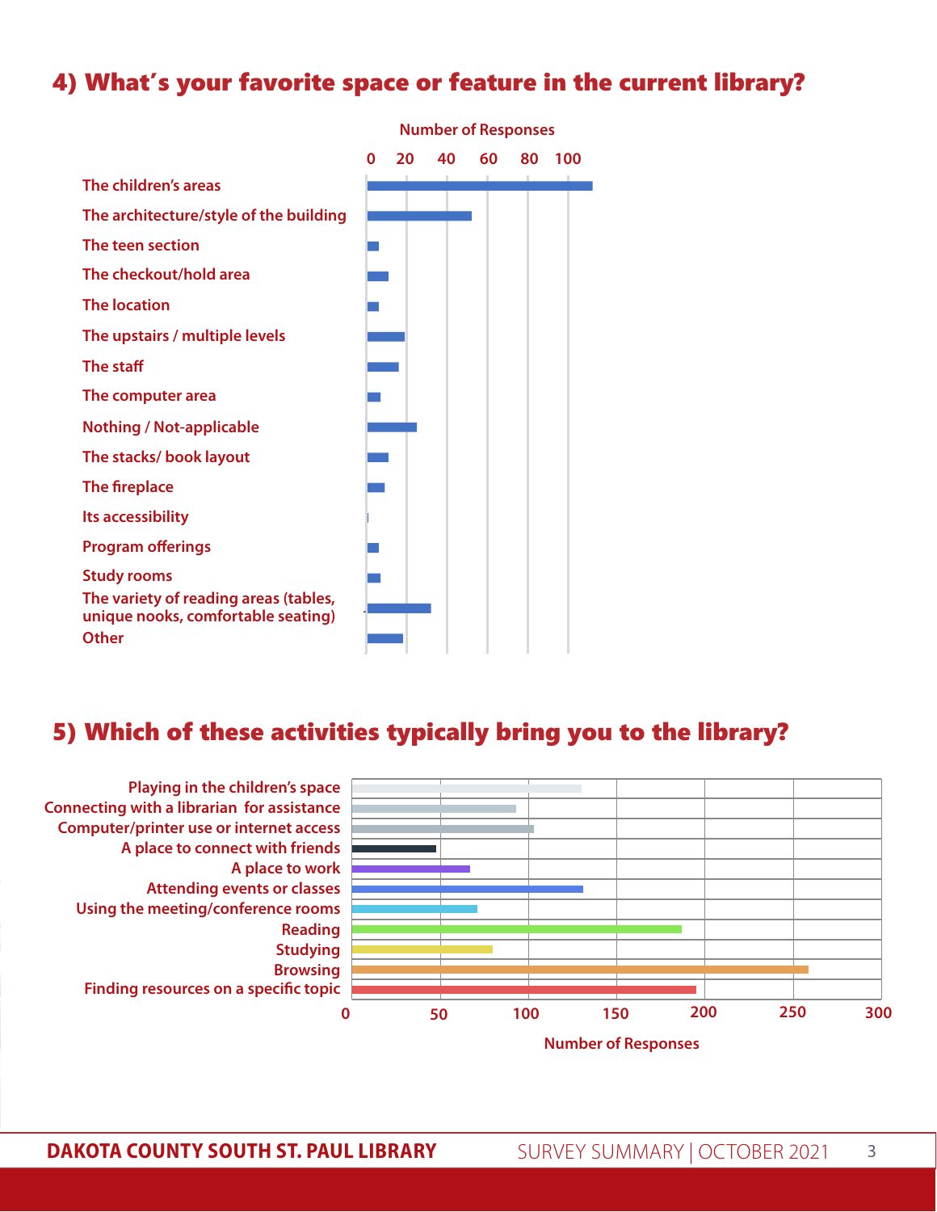## 4) What's your favorite space or feature in the current library?

Number of Responses

0 20 40 60 80 100

- The children's areas
- The architecture/style of the building
- The teen section
- The checkout/hold area
- The location
- The upstairs / multiple levels
- The staff
- The computer area
- Nothing / Not-applicable
- The stacks/ book layout
- The fireplace
- Its accessibility
- Program offerings
- Study rooms
- The variety of reading areas (tables, unique nooks, comfortable seating)
- Other

## 5) Which of these activities typically bring you to the library?

- Playing in the children's space
- Connecting with a librarian for assistance
- Computer/printer use or internet access
- A place to connect with friends
- A place to work
- Attending events or classes
- Using the meeting/conference rooms
- Reading
- Studying
- Browsing
- Finding resources on a specific topic

0 50 100 150 200 250 300

Number of Responses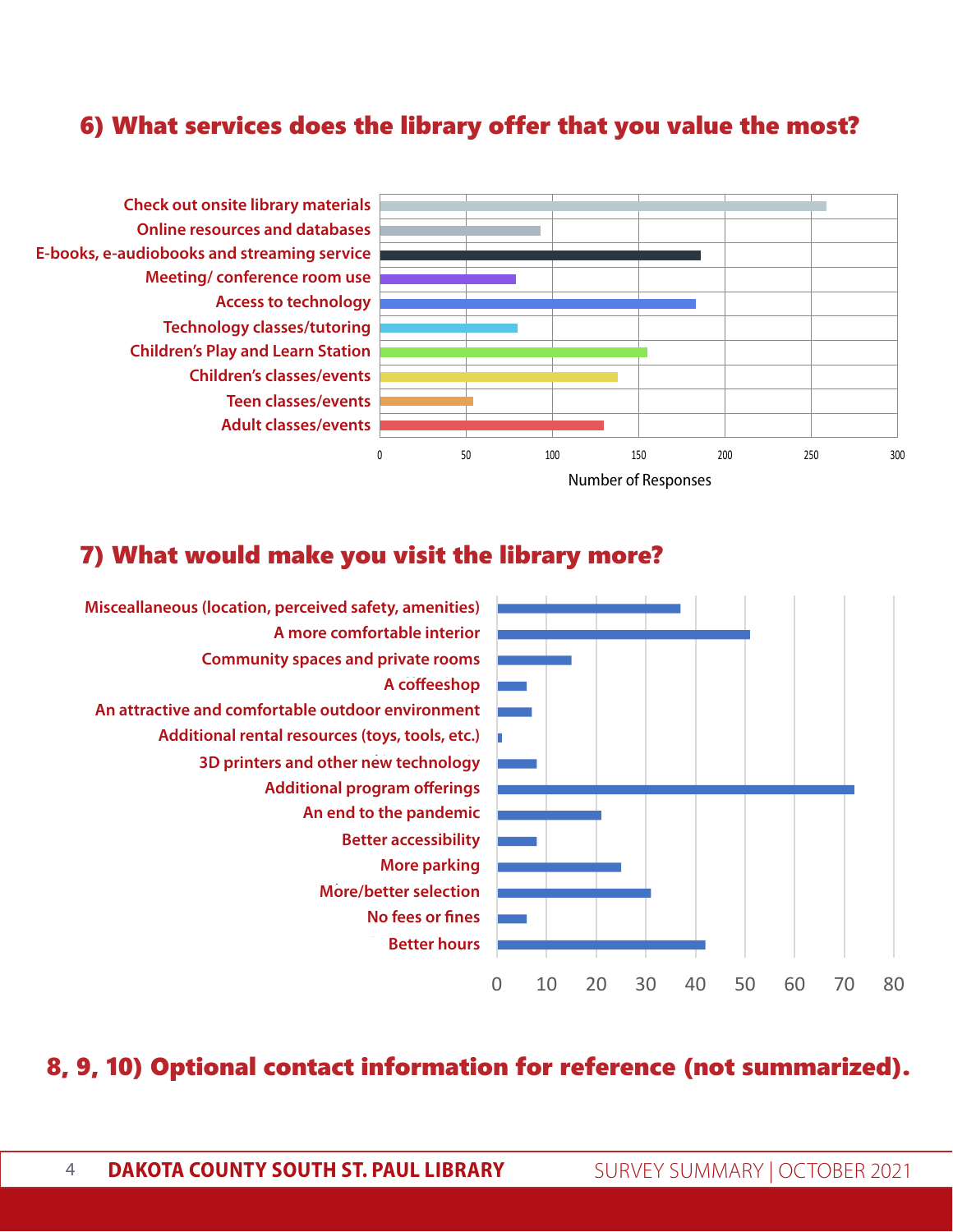## 6) What services does the library offer that you value the most?

Check out onsite library materials
Online resources and databases
E-books, e-audiobooks and streaming service
Meeting/ conference room use
Access to technology
Technology classes/tutoring
Children's Play and Learn Station
Children's classes/events
Teen classes/events
Adult classes/events

0 50 100 150 200 250 300

Number of Responses

## 7) What would make you visit the library more?

Misceallaneous (location, perceived safety, amenities)
A more comfortable interior
Community spaces and private rooms
A coffeeshop
An attractive and comfortable outdoor environment
Additional rental resources (toys, tools, etc.)
3D printers and other new technology
Additional program offerings
An end to the pandemic
Better accessibility
More parking
More/better selection
No fees or fines
Better hours

0 10 20 30 40 50 60 70 80

## 8, 9, 10) Optional contact information for reference (not summarized).